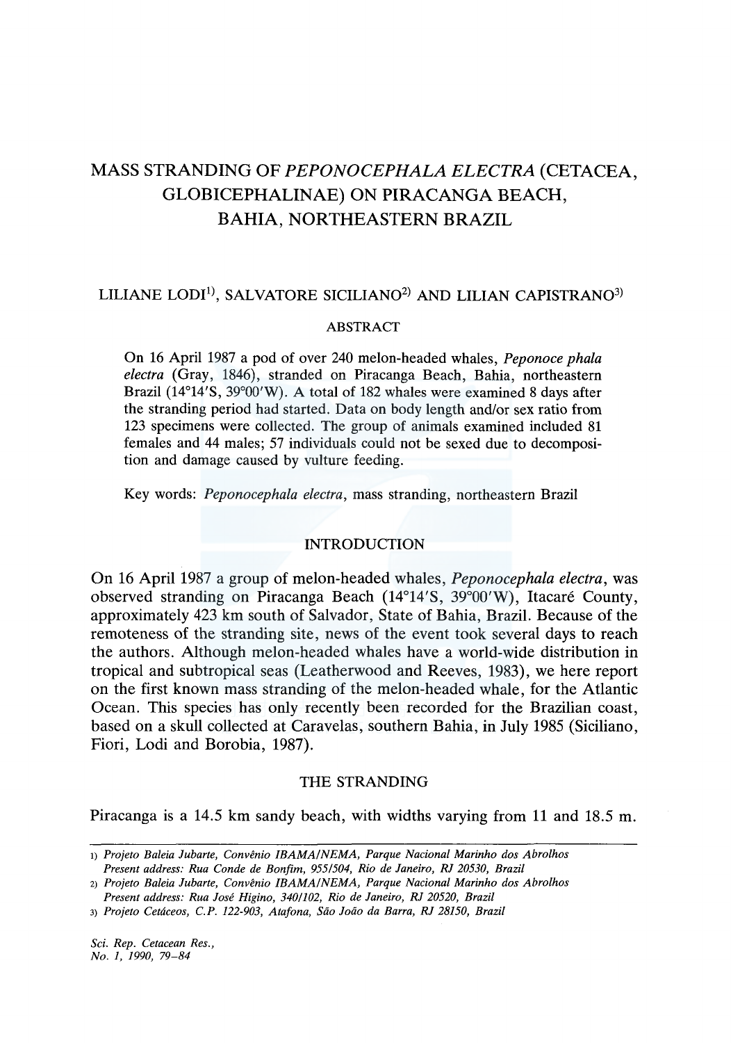# MASS STRANDING OF *PEPONOCEPHALA ELECTRA* (CETACEA, GLOBICEPHALINAE) ON PIRACANGA BEACH, BAHIA, NORTHEASTERN BRAZIL

LILIANE LODI[1], SALVATORE SICILIANO[2] AND LILIAN CAPISTRANO[3]

## ABSTRACT

On 16 April 1987 a pod of over 240 melon-headed whales, *Peponoce phala electra* (Gray, 1846), stranded on Piracanga Beach, Bahia, northeastern Brazil (14°14′S, 39°00′W). A total of 182 whales were examined 8 days after the stranding period had started. Data on body length and/or sex ratio from 123 specimens were collected. The group of animals examined included 81 females and 44 males; 57 individuals could not be sexed due to decomposition and damage caused by vulture feeding.

Key words: *Peponocephala electra*, mass stranding, northeastern Brazil

## INTRODUCTION

On 16 April 1987 a group of melon-headed whales, *Peponocephala electra*, was observed stranding on Piracanga Beach (14°14′S, 39°00′W), Itacaré County, approximately 423 km south of Salvador, State of Bahia, Brazil. Because of the remoteness of the stranding site, news of the event took several days to reach the authors. Although melon-headed whales have a world-wide distribution in tropical and subtropical seas (Leatherwood and Reeves, 1983), we here report on the first known mass stranding of the melon-headed whale, for the Atlantic Ocean. This species has only recently been recorded for the Brazilian coast, based on a skull collected at Caravelas, southern Bahia, in July 1985 (Siciliano, Fiori, Lodi and Borobia, 1987).

## THE STRANDING

Piracanga is a 14.5 km sandy beach, with widths varying from 11 and 18.5 m.

---

1) *Projeto Baleia Jubarte, Convênio IBAMA/NEMA, Parque Nacional Marinho dos Abrolhos Present address: Rua Conde de Bonfim, 955/504, Rio de Janeiro, RJ 20530, Brazil*

2) *Projeto Baleia Jubarte, Convênio IBAMA/NEMA, Parque Nacional Marinho dos Abrolhos Present address: Rua José Higino, 340/102, Rio de Janeiro, RJ 20520, Brazil*

3) *Projeto Cetáceos, C.P. 122-903, Atafona, São João da Barra, RJ 28150, Brazil*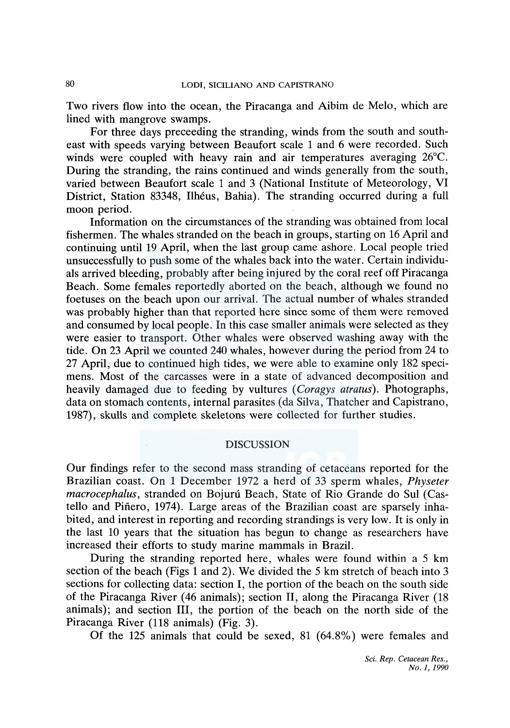Two rivers flow into the ocean, the Piracanga and Aibim de Melo, which are lined with mangrove swamps.

For three days preceeding the stranding, winds from the south and southeast with speeds varying between Beaufort scale 1 and 6 were recorded. Such winds were coupled with heavy rain and air temperatures averaging 26°C. During the stranding, the rains continued and winds generally from the south, varied between Beaufort scale 1 and 3 (National Institute of Meteorology, VI District, Station 83348, Ilhéus, Bahia). The stranding occurred during a full moon period.

Information on the circumstances of the stranding was obtained from local fishermen. The whales stranded on the beach in groups, starting on 16 April and continuing until 19 April, when the last group came ashore. Local people tried unsuccessfully to push some of the whales back into the water. Certain individuals arrived bleeding, probably after being injured by the coral reef off Piracanga Beach. Some females reportedly aborted on the beach, although we found no foetuses on the beach upon our arrival. The actual number of whales stranded was probably higher than that reported here since some of them were removed and consumed by local people. In this case smaller animals were selected as they were easier to transport. Other whales were observed washing away with the tide. On 23 April we counted 240 whales, however during the period from 24 to 27 April, due to continued high tides, we were able to examine only 182 specimens. Most of the carcasses were in a state of advanced decomposition and heavily damaged due to feeding by vultures (*Coragys atratus*). Photographs, data on stomach contents, internal parasites (da Silva, Thatcher and Capistrano, 1987), skulls and complete skeletons were collected for further studies.

## DISCUSSION

Our findings refer to the second mass stranding of cetaceans reported for the Brazilian coast. On 1 December 1972 a herd of 33 sperm whales, *Physeter macrocephalus*, stranded on Bojurú Beach, State of Rio Grande do Sul (Castello and Piñero, 1974). Large areas of the Brazilian coast are sparsely inhabited, and interest in reporting and recording strandings is very low. It is only in the last 10 years that the situation has begun to change as researchers have increased their efforts to study marine mammals in Brazil.

During the stranding reported here, whales were found within a 5 km section of the beach (Figs 1 and 2). We divided the 5 km stretch of beach into 3 sections for collecting data: section I, the portion of the beach on the south side of the Piracanga River (46 animals); section II, along the Piracanga River (18 animals); and section III, the portion of the beach on the north side of the Piracanga River (118 animals) (Fig. 3).

Of the 125 animals that could be sexed, 81 (64.8%) were females and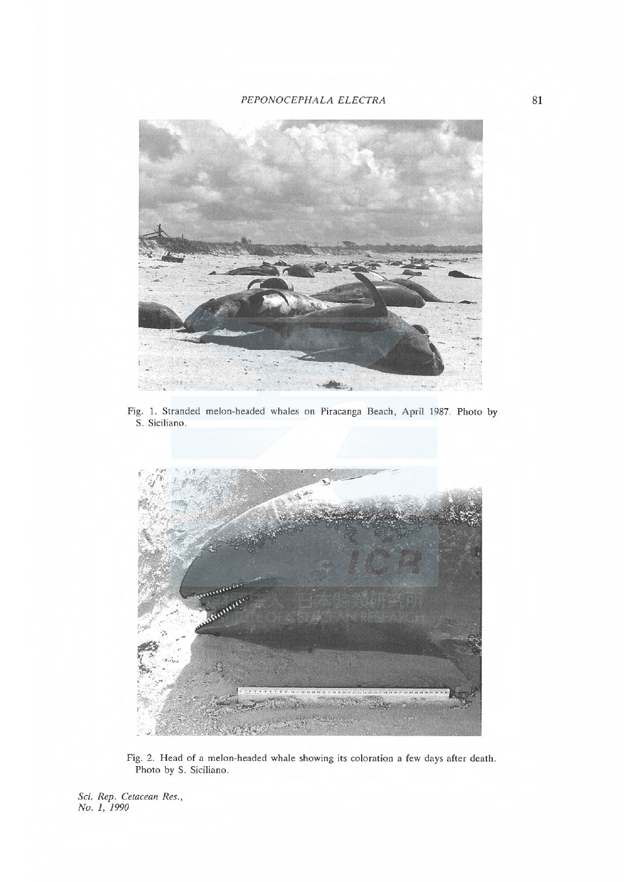Fig. 1. Stranded melon-headed whales on Piracanga Beach, April 1987. Photo by S. Siciliano.

Fig. 2. Head of a melon-headed whale showing its coloration a few days after death. Photo by S. Siciliano.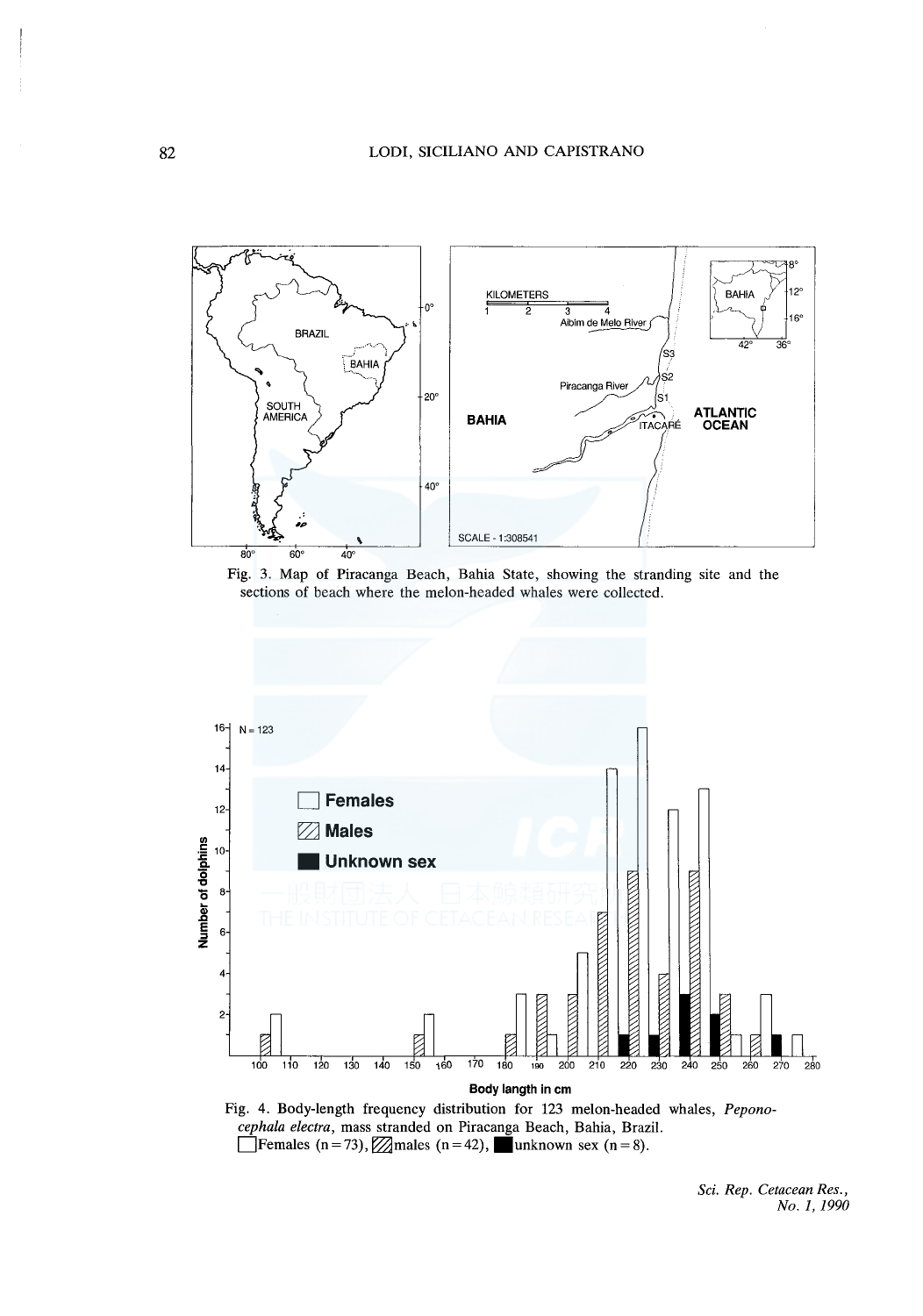Fig. 3. Map of Piracanga Beach, Bahia State, showing the stranding site and the sections of beach where the melon-headed whales were collected.

Fig. 4. Body-length frequency distribution for 123 melon-headed whales, *Peponocephala electra*, mass stranded on Piracanga Beach, Bahia, Brazil. □Females (n=73), ▨males (n=42), ■unknown sex (n=8).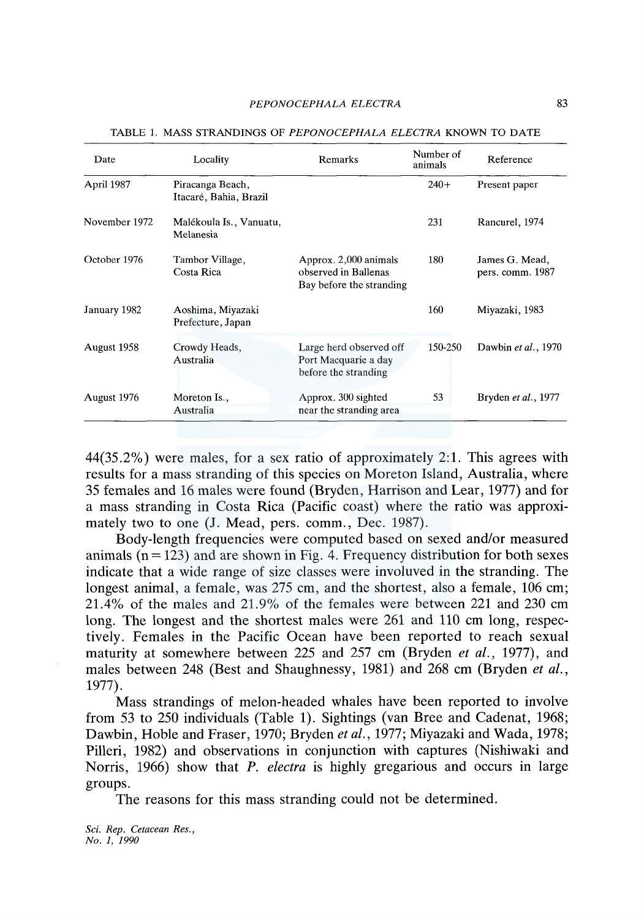TABLE 1. MASS STRANDINGS OF *PEPONOCEPHALA ELECTRA* KNOWN TO DATE

| Date | Locality | Remarks | Number of animals | Reference |
|---|---|---|---|---|
| April 1987 | Piracanga Beach, Itacaré, Bahia, Brazil | | 240+ | Present paper |
| November 1972 | Malékoula Is., Vanuatu, Melanesia | | 231 | Rancurel, 1974 |
| October 1976 | Tambor Village, Costa Rica | Approx. 2,000 animals observed in Ballenas Bay before the stranding | 180 | James G. Mead, pers. comm. 1987 |
| January 1982 | Aoshima, Miyazaki Prefecture, Japan | | 160 | Miyazaki, 1983 |
| August 1958 | Crowdy Heads, Australia | Large herd observed off Port Macquarie a day before the stranding | 150-250 | Dawbin *et al.*, 1970 |
| August 1976 | Moreton Is., Australia | Approx. 300 sighted near the stranding area | 53 | Bryden *et al.*, 1977 |

44(35.2%) were males, for a sex ratio of approximately 2:1. This agrees with results for a mass stranding of this species on Moreton Island, Australia, where 35 females and 16 males were found (Bryden, Harrison and Lear, 1977) and for a mass stranding in Costa Rica (Pacific coast) where the ratio was approximately two to one (J. Mead, pers. comm., Dec. 1987).

Body-length frequencies were computed based on sexed and/or measured animals ($n = 123$) and are shown in Fig. 4. Frequency distribution for both sexes indicate that a wide range of size classes were involuved in the stranding. The longest animal, a female, was 275 cm, and the shortest, also a female, 106 cm; 21.4% of the males and 21.9% of the females were between 221 and 230 cm long. The longest and the shortest males were 261 and 110 cm long, respectively. Females in the Pacific Ocean have been reported to reach sexual maturity at somewhere between 225 and 257 cm (Bryden *et al.*, 1977), and males between 248 (Best and Shaughnessy, 1981) and 268 cm (Bryden *et al.*, 1977).

Mass strandings of melon-headed whales have been reported to involve from 53 to 250 individuals (Table 1). Sightings (van Bree and Cadenat, 1968; Dawbin, Hoble and Fraser, 1970; Bryden *et al.*, 1977; Miyazaki and Wada, 1978; Pilleri, 1982) and observations in conjunction with captures (Nishiwaki and Norris, 1966) show that *P. electra* is highly gregarious and occurs in large groups.

The reasons for this mass stranding could not be determined.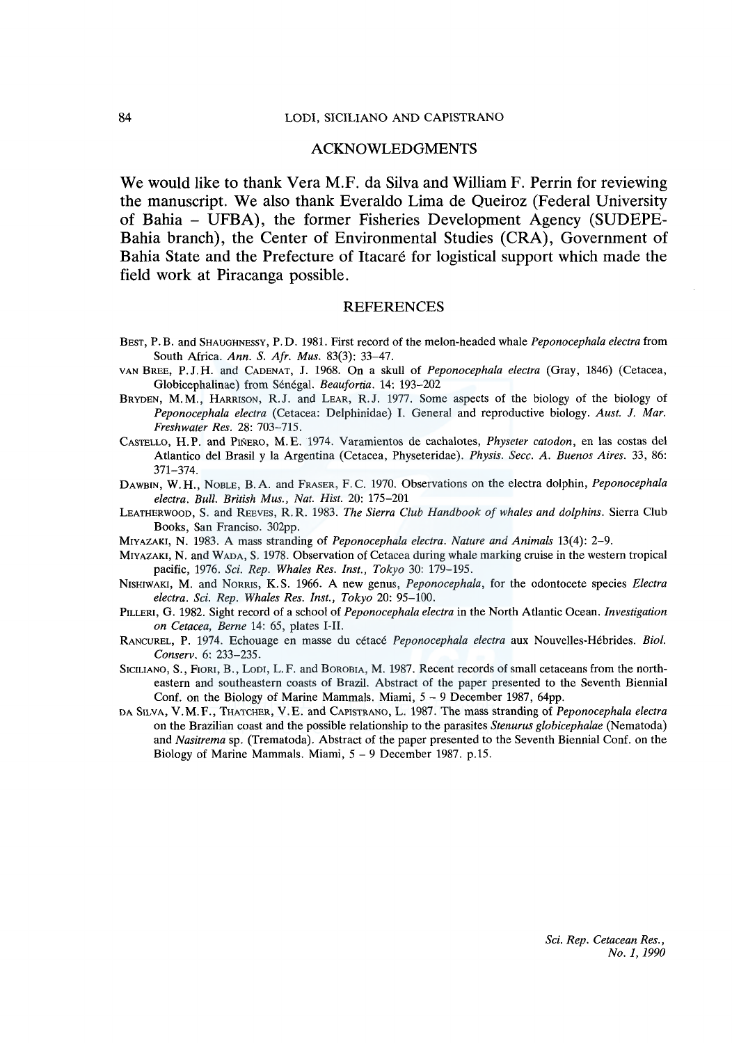## ACKNOWLEDGMENTS

We would like to thank Vera M.F. da Silva and William F. Perrin for reviewing the manuscript. We also thank Everaldo Lima de Queiroz (Federal University of Bahia – UFBA), the former Fisheries Development Agency (SUDEPE-Bahia branch), the Center of Environmental Studies (CRA), Government of Bahia State and the Prefecture of Itacaré for logistical support which made the field work at Piracanga possible.

## REFERENCES

BEST, P.B. and SHAUGHNESSY, P.D. 1981. First record of the melon-headed whale *Peponocephala electra* from South Africa. *Ann. S. Afr. Mus.* 83(3): 33–47.

VAN BREE, P.J.H. and CADENAT, J. 1968. On a skull of *Peponocephala electra* (Gray, 1846) (Cetacea, Globicephalinae) from Sénégal. *Beaufortia*. 14: 193–202

BRYDEN, M.M., HARRISON, R.J. and LEAR, R.J. 1977. Some aspects of the biology of the biology of *Peponocephala electra* (Cetacea: Delphinidae) I. General and reproductive biology. *Aust. J. Mar. Freshwater Res.* 28: 703–715.

CASTELLO, H.P. and PIÑERO, M.E. 1974. Varamientos de cachalotes, *Physeter catodon*, en las costas del Atlantico del Brasil y la Argentina (Cetacea, Physeteridae). *Physis. Secc. A. Buenos Aires.* 33, 86: 371–374.

DAWBIN, W.H., NOBLE, B.A. and FRASER, F.C. 1970. Observations on the electra dolphin, *Peponocephala electra. Bull. British Mus., Nat. Hist.* 20: 175–201

LEATHERWOOD, S. and REEVES, R.R. 1983. *The Sierra Club Handbook of whales and dolphins*. Sierra Club Books, San Francisco. 302pp.

MIYAZAKI, N. 1983. A mass stranding of *Peponocephala electra*. *Nature and Animals* 13(4): 2–9.

MIYAZAKI, N. and WADA, S. 1978. Observation of Cetacea during whale marking cruise in the western tropical pacific, 1976. *Sci. Rep. Whales Res. Inst., Tokyo* 30: 179–195.

NISHIWAKI, M. and NORRIS, K.S. 1966. A new genus, *Peponocephala*, for the odontocete species *Electra electra*. *Sci. Rep. Whales Res. Inst., Tokyo* 20: 95–100.

PILLERI, G. 1982. Sight record of a school of *Peponocephala electra* in the North Atlantic Ocean. *Investigation on Cetacea, Berne* 14: 65, plates I-II.

RANCUREL, P. 1974. Echouage en masse du cétacé *Peponocephala electra* aux Nouvelles-Hébrides. *Biol. Conserv.* 6: 233–235.

SICILIANO, S., FIORI, B., LODI, L.F. and BOROBIA, M. 1987. Recent records of small cetaceans from the northeastern and southeastern coasts of Brazil. Abstract of the paper presented to the Seventh Biennial Conf. on the Biology of Marine Mammals. Miami, 5 – 9 December 1987, 64pp.

DA SILVA, V.M.F., THATCHER, V.E. and CAPISTRANO, L. 1987. The mass stranding of *Peponocephala electra* on the Brazilian coast and the possible relationship to the parasites *Stenurus globicephalae* (Nematoda) and *Nasitrema* sp. (Trematoda). Abstract of the paper presented to the Seventh Biennial Conf. on the Biology of Marine Mammals. Miami, 5 – 9 December 1987. p.15.